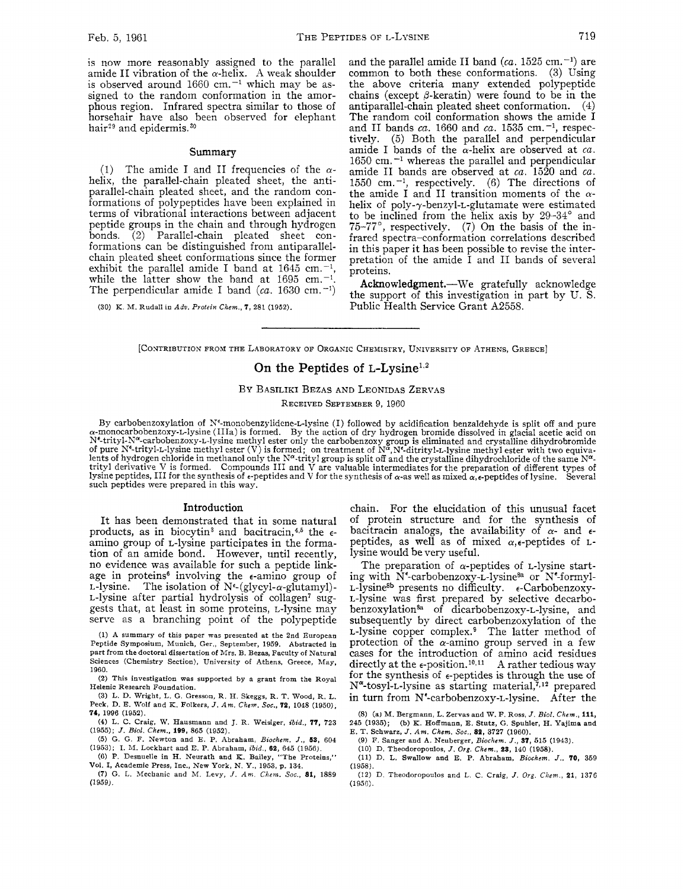is now more reasonably assigned to the parallel amide II vibration of the α-helix. A weak shoulder is observed around 1660 cm.$^{-1}$ which may be assigned to the random conformation in the amorphous region. Infrared spectra similar to those of horsehair have also been observed for elephant hair[29] and epidermis.[30]

### Summary

(1) The amide I and II frequencies of the α-helix, the parallel-chain pleated sheet, the antiparallel-chain pleated sheet, and the random conformations of polypeptides have been explained in terms of vibrational interactions between adjacent peptide groups in the chain and through hydrogen bonds. (2) Parallel-chain pleated sheet conformations can be distinguished from antiparallel-chain pleated sheet conformations since the former exhibit the parallel amide I band at 1645 cm.$^{-1}$, while the latter show the band at 1695 cm.$^{-1}$. The perpendicular amide I band (*ca.* 1630 cm.$^{-1}$) and the parallel amide II band (*ca.* 1525 cm.$^{-1}$) are common to both these conformations. (3) Using the above criteria many extended polypeptide chains (except β-keratin) were found to be in the antiparallel-chain pleated sheet conformation. (4) The random coil conformation shows the amide I and II bands *ca.* 1660 and *ca.* 1535 cm.$^{-1}$, respectively. (5) Both the parallel and perpendicular amide I bands of the α-helix are observed at *ca.* 1650 cm.$^{-1}$ whereas the parallel and perpendicular amide II bands are observed at *ca.* 1520 and *ca.* 1550 cm.$^{-1}$, respectively. (6) The directions of the amide I and II transition moments of the α-helix of poly-γ-benzyl-L-glutamate were estimated to be inclined from the helix axis by 29–34° and 75–77°, respectively. (7) On the basis of the infrared spectra–conformation correlations described in this paper it has been possible to revise the interpretation of the amide I and II bands of several proteins.

**Acknowledgment.**—We gratefully acknowledge the support of this investigation in part by U. S. Public Health Service Grant A2558.

(30) K. M. Rudall in *Adv. Protein Chem.*, **7**, 281 (1952).

---

[Contribution from the Laboratory of Organic Chemistry, University of Athens, Greece]

# On the Peptides of L-Lysine[1,2]

By Basiliki Bezas and Leonidas Zervas

Received September 9, 1960

By carbobenzoxylation of N$^{\epsilon}$-monobenzylidene-L-lysine (I) followed by acidification benzaldehyde is split off and pure α-monocarbobenzoxy-L-lysine (IIIa) is formed. By the action of dry hydrogen bromide dissolved in glacial acetic acid on N$^{\epsilon}$-trityl-N$^{\alpha}$-carbobenzoxy-L-lysine methyl ester only the carbobenzoxy group is eliminated and crystalline dihydrobromide of pure N$^{\epsilon}$-trityl-L-lysine methyl ester (V) is formed; on treatment of N$^{\alpha}$,N$^{\epsilon}$-ditrityl-L-lysine methyl ester with two equivalents of hydrogen chloride in methanol only the N$^{\alpha}$-trityl group is split off and the crystalline dihydrochloride of the same N$^{\epsilon}$-trityl derivative V is formed. Compounds III and V are valuable intermediates for the preparation of different types of lysine peptides, III for the synthesis of ε-peptides and V for the synthesis of α-as well as mixed α,ε-peptides of lysine. Several such peptides were prepared in this way.

## Introduction

It has been demonstrated that in some natural products, as in biocytin[3] and bacitracin,[4,5] the ε-amino group of L-lysine participates in the formation of an amide bond. However, until recently, no evidence was available for such a peptide linkage in proteins[6] involving the ε-amino group of L-lysine. The isolation of N$^{\epsilon}$-(glycyl-α-glutamyl)-L-lysine after partial hydrolysis of collagen[7] suggests that, at least in some proteins, L-lysine may serve as a branching point of the polypeptide chain. For the elucidation of this unusual facet of protein structure and for the synthesis of bacitracin analogs, the availability of α- and ε-peptides, as well as of mixed α,ε-peptides of L-lysine would be very useful.

The preparation of α-peptides of L-lysine starting with N$^{\epsilon}$-carbobenzoxy-L-lysine[8a] or N$^{\epsilon}$-formyl-L-lysine[8b] presents no difficulty. ε-Carbobenzoxy-L-lysine was first prepared by selective decarbobenzoxylation[8a] of dicarbobenzoxy-L-lysine, and subsequently by direct carbobenzoxylation of the L-lysine copper complex.[9] The latter method of protection of the α-amino group served in a few cases for the introduction of amino acid residues directly at the ε-position.[10,11] A rather tedious way for the synthesis of ε-peptides is through the use of N$^{\alpha}$-tosyl-L-lysine as starting material,[7,12] prepared in turn from N$^{\epsilon}$-carbobenzoxy-L-lysine. After the

(1) A summary of this paper was presented at the 2nd European Peptide Symposium, Munich, Ger., September, 1959. Abstracted in part from the doctoral dissertation of Mrs. B. Bezas, Faculty of Natural Sciences (Chemistry Section), University of Athens, Greece, May, 1960.

(2) This investigation was supported by a grant from the Royal Helenic Research Foundation.

(3) L. D. Wright, L. G. Gresson, R. H. Skeggs, R. T. Wood, R. L. Peck, D. E. Wolf and K. Folkers, *J. Am. Chem. Soc.*, **72**, 1048 (1950), **74**, 1996 (1952).

(4) L. C. Craig, W. Hausmann and J. R. Weisiger, *ibid.*, **77**, 723 (1955); *J. Biol. Chem.*, **199**, 865 (1952).

(5) G. G. F. Newton and E. P. Abraham, *Biochem. J.*, **53**, 604 (1953); I. M. Lockhart and E. P. Abraham, *ibid.*, **62**, 645 (1956).

(6) P. Desnuelle in H. Neurath and K. Bailey, "The Proteins," Vol. I, Academic Press, Inc., New York, N. Y., 1953, p. 134.

(7) G. L. Mechanic and M. Levy, *J. Am. Chem. Soc.*, **81**, 1889 (1959).

(8) (a) M. Bergmann, L. Zervas and W. F. Ross, *J. Biol. Chem.*, **111**, 245 (1935); (b) K. Hoffmann, E. Stutz, G. Spuhler, H. Yajima and E. T. Schwarz, *J. Am. Chem. Soc.*, **82**, 3727 (1960).

(9) F. Sanger and A. Neuberger, *Biochem. J.*, **37**, 515 (1943).

(10) D. Theodoropoulos, *J. Org. Chem.*, **23**, 140 (1958).

(11) D. L. Swallow and E. P. Abraham, *Biochem. J.*, **70**, 359 (1958).

(12) D. Theodoropoulos and L. C. Craig, *J. Org. Chem.*, **21**, 1376 (1956).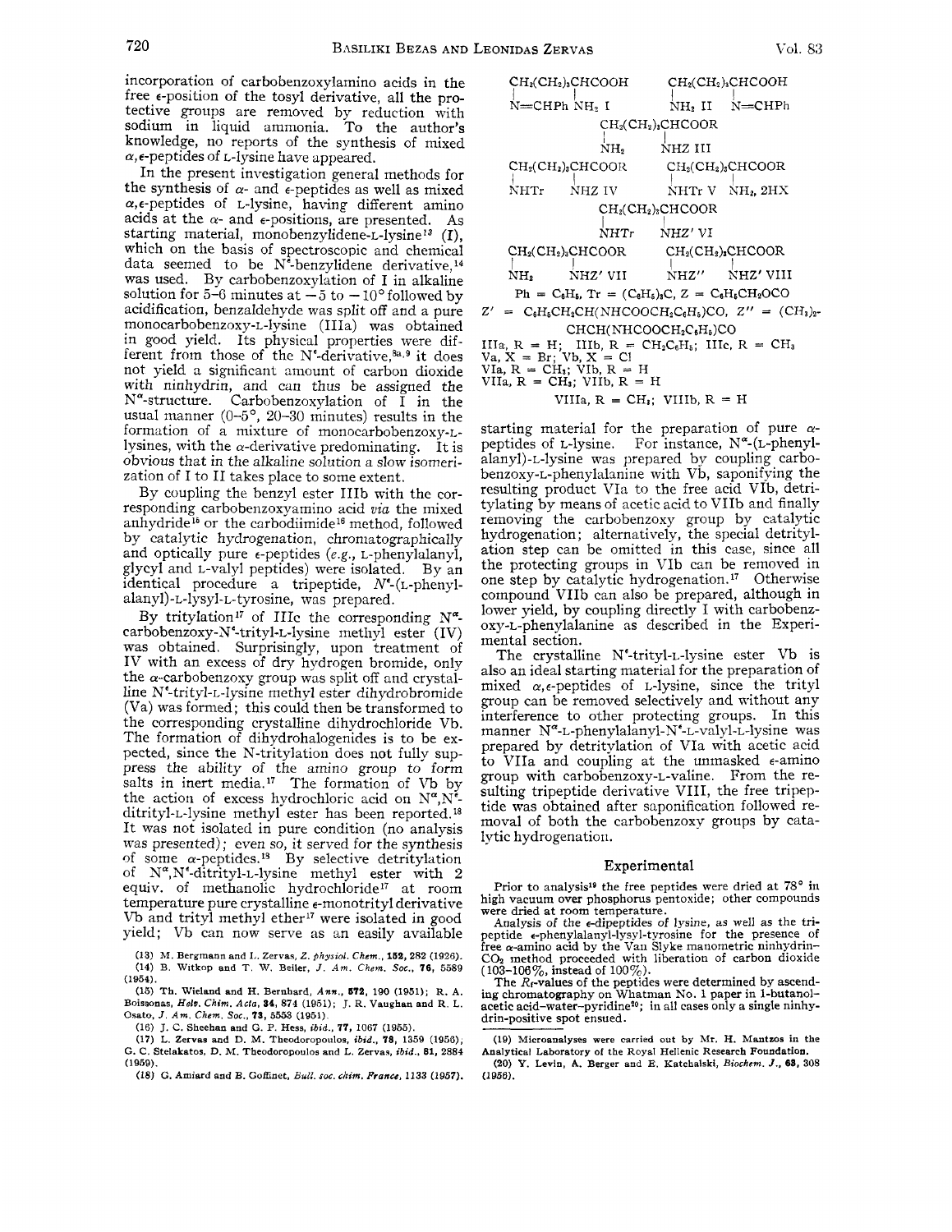incorporation of carbobenzoxylamino acids in the free ε-position of the tosyl derivative, all the protective groups are removed by reduction with sodium in liquid ammonia. To the author's knowledge, no reports of the synthesis of mixed α,ε-peptides of L-lysine have appeared.

In the present investigation general methods for the synthesis of α- and ε-peptides as well as mixed α,ε-peptides of L-lysine, having different amino acids at the α- and ε-positions, are presented. As starting material, monobenzylidene-L-lysine[13] (I), which on the basis of spectroscopic and chemical data seemed to be N$^{\epsilon}$-benzylidene derivative,[14] was used. By carbobenzoxylation of I in alkaline solution for 5–6 minutes at −5 to −10° followed by acidification, benzaldehyde was split off and a pure monocarbobenzoxy-L-lysine (IIIa) was obtained in good yield. Its physical properties were different from those of the N$^{\epsilon}$-derivative,[8a,9] it does not yield a significant amount of carbon dioxide with ninhydrin, and can thus be assigned the N$^{\alpha}$-structure. Carbobenzoxylation of I in the usual manner (0–5°, 20–30 minutes) results in the formation of a mixture of monocarbobenzoxy-L-lysines, with the α-derivative predominating. It is obvious that in the alkaline solution a slow isomerization of I to II takes place to some extent.

By coupling the benzyl ester IIIb with the corresponding carbobenzoxyamino acid *via* the mixed anhydride[15] or the carbodiimide[16] method, followed by catalytic hydrogenation, chromatographically and optically pure ε-peptides (*e.g.*, L-phenylalanyl, glycyl and L-valyl peptides) were isolated. By an identical procedure a tripeptide, N$^{\epsilon}$-(L-phenylalanyl)-L-lysyl-L-tyrosine, was prepared.

By tritylation[17] of IIIc the corresponding N$^{\alpha}$-carbobenzoxy-N$^{\epsilon}$-trityl-L-lysine methyl ester (IV) was obtained. Surprisingly, upon treatment of IV with an excess of dry hydrogen bromide, only the α-carbobenzoxy group was split off and crystalline N$^{\epsilon}$-trityl-L-lysine methyl ester dihydrobromide (Va) was formed; this could then be transformed to the corresponding crystalline dihydrochloride Vb. The formation of dihydrohalogenides is to be expected, since the N-tritylation does not fully suppress the ability of the amino group to form salts in inert media.[17] The formation of Vb by the action of excess hydrochloric acid on N$^{\alpha}$,N$^{\epsilon}$-ditrityl-L-lysine methyl ester has been reported.[18] It was not isolated in pure condition (no analysis was presented); even so, it served for the synthesis of some α-peptides.[18] By selective detritylation of N$^{\alpha}$,N$^{\epsilon}$-ditrityl-L-lysine methyl ester with 2 equiv. of methanolic hydrochloride[17] at room temperature pure crystalline ε-monotrityl derivative Vb and trityl methyl ether[17] were isolated in good yield; Vb can now serve as an easily available starting material for the preparation of pure α-peptides of L-lysine. For instance, N$^{\alpha}$-(L-phenylalanyl)-L-lysine was prepared by coupling carbobenzoxy-L-phenylalanine with Vb, saponifying the resulting product VIa to the free acid VIb, detritylating by means of acetic acid to VIIb and finally removing the carbobenzoxy group by catalytic hydrogenation; alternatively, the special detritylation step can be omitted in this case, since all the protecting groups in VIb can be removed in one step by catalytic hydrogenation.[17] Otherwise compound VIIb can also be prepared, although in lower yield, by coupling directly I with carbobenzoxy-L-phenylalanine as described in the Experimental section.

The crystalline N$^{\epsilon}$-trityl-L-lysine ester Vb is also an ideal starting material for the preparation of mixed α,ε-peptides of L-lysine, since the trityl group can be removed selectively and without any interference to other protecting groups. In this manner N$^{\alpha}$-L-phenylalanyl-N$^{\epsilon}$-L-valyl-L-lysine was prepared by detritylation of VIa with acetic acid to VIIa and coupling at the unmasked ε-amino group with carbobenzoxy-L-valine. From the resulting tripeptide derivative VIII, the free tripeptide was obtained after saponification followed removal of both the carbobenzoxy groups by catalytic hydrogenation.

$CH_2(CH_2)_3CHCOOH$ (ε-N=CHPh, α-NH$_2$) I; $CH_2(CH_2)_3CHCOOH$ (ε-NH$_2$, α-N=CHPh) II

$CH_2(CH_2)_3CHCOOR$ (ε-NH$_2$, α-NHZ) III

$CH_2(CH_2)_3CHCOOR$ (ε-NHTr, α-NHZ) IV; $CH_2(CH_2)_3CHCOOR$ (ε-NHTr, α-NH$_2$), 2HX V

$CH_2(CH_2)_3CHCOOR$ (ε-NHTr, α-NHZ′) VI

$CH_2(CH_2)_3CHCOOR$ (ε-NH$_2$, α-NHZ′) VII; $CH_2(CH_2)_3CHCOOR$ (ε-NHZ″, α-NHZ′) VIII

Ph = $C_6H_5$, Tr = $(C_6H_5)_3C$, Z = $C_6H_5CH_2OCO$

Z′ = $C_6H_5CH_2CH(NHCOOCH_2C_6H_5)CO$, Z″ = $(CH_3)_2$-$CHCH(NHCOOCH_2C_6H_5)CO$

IIIa, R = H; IIIb, R = $CH_2C_6H_5$; IIIc, R = $CH_3$
Va, X = Br; Vb, X = Cl
VIa, R = $CH_3$; VIb, R = H
VIIa, R = $CH_3$; VIIb, R = H
VIIIa, R = $CH_3$; VIIIb, R = H

## Experimental

Prior to analysis[19] the free peptides were dried at 78° in high vacuum over phosphorus pentoxide; other compounds were dried at room temperature.

Analysis of the ε-dipeptides of lysine, as well as the tripeptide ε-phenylalanyl-lysyl-tyrosine for the presence of free α-amino acid by the Van Slyke manometric ninhydrin-$CO_2$ method proceeded with liberation of carbon dioxide (103–106%, instead of 100%).

The $R_f$-values of the peptides were determined by ascending chromatography on Whatman No. 1 paper in 1-butanol-acetic acid-water-pyridine[20]; in all cases only a single ninhydrin-positive spot ensued.

(13) M. Bergmann and L. Zervas, *Z. physiol. Chem.*, **152**, 282 (1926).

(14) B. Witkop and T. W. Beiler, *J. Am. Chem. Soc.*, **76**, 5589 (1954).

(15) Th. Wieland and H. Bernhard, *Ann.*, **572**, 190 (1951); R. A. Boissonas, *Helv. Chim. Acta*, **34**, 874 (1951); J. R. Vaughan and R. L. Osato, *J. Am. Chem. Soc.*, **73**, 5553 (1951).

(16) J. C. Sheehan and G. P. Hess, *ibid.*, **77**, 1067 (1955).

(17) L. Zervas and D. M. Theodoropoulos, *ibid.*, **78**, 1359 (1956); G. C. Stelakatos, D. M. Theodoropoulos and L. Zervas, *ibid.*, **81**, 2884 (1959).

(18) G. Amiard and B. Goffinet, *Bull. soc. chim. France*, 1133 (1957).

(19) Microanalyses were carried out by Mr. H. Mantzos in the Analytical Laboratory of the Royal Hellenic Research Foundation.

(20) Y. Levin, A. Berger and E. Katchalski, *Biochem. J.*, **63**, 308 (1956).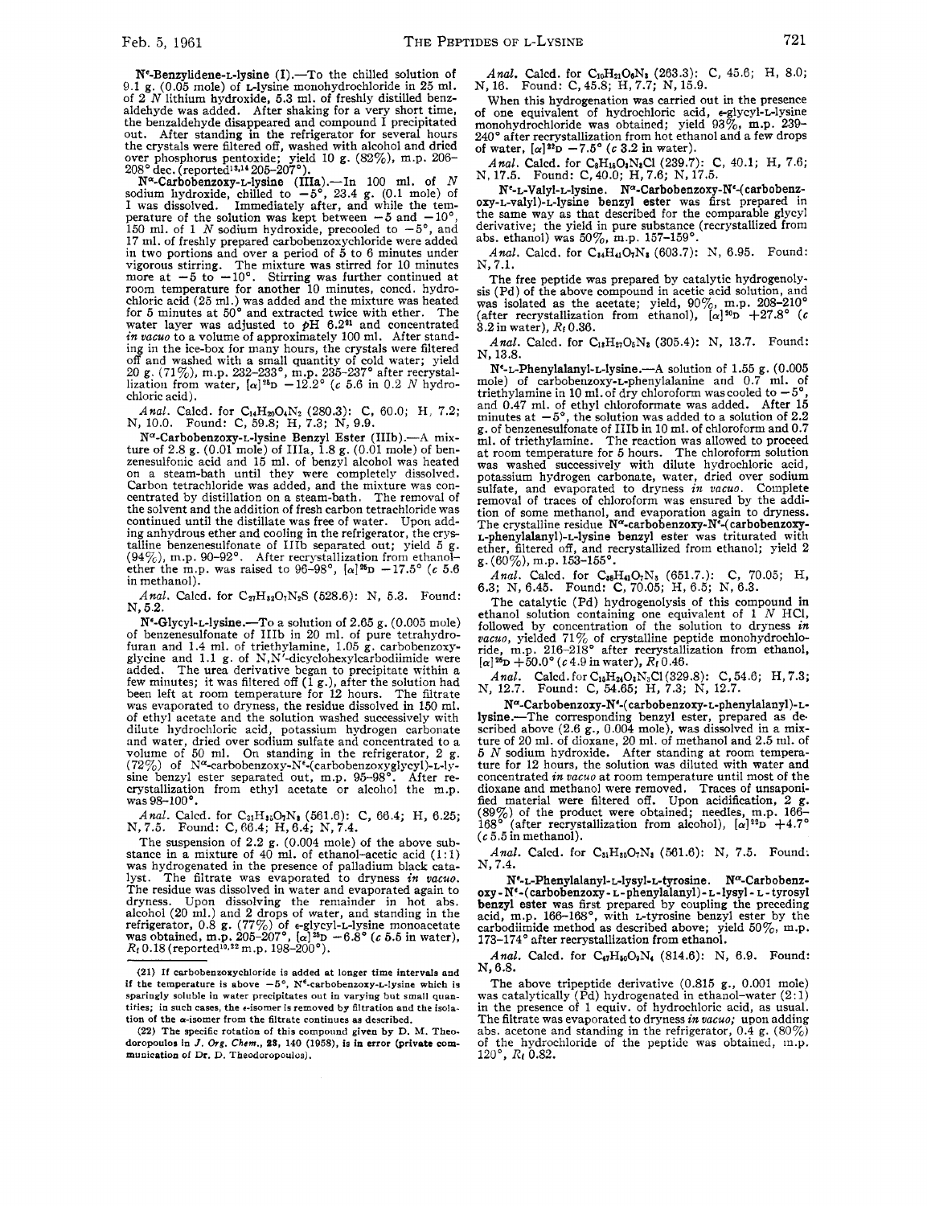**N$^{\epsilon}$-Benzylidene-L-lysine (I).**—To the chilled solution of 9.1 g. (0.05 mole) of L-lysine monohydrochloride in 25 ml. of 2 *N* lithium hydroxide, 5.3 ml. of freshly distilled benzaldehyde was added. After shaking for a very short time, the benzaldehyde disappeared and compound I precipitated out. After standing in the refrigerator for several hours the crystals were filtered off, washed with alcohol and dried over phosphorus pentoxide; yield 10 g. (82%), m.p. 206–208° dec. (reported[13,14] 205–207°).

**N$^{\alpha}$-Carbobenzoxy-L-lysine (IIIa).**—In 100 ml. of *N* sodium hydroxide, chilled to −5°, 23.4 g. (0.1 mole) of I was dissolved. Immediately after, and while the temperature of the solution was kept between −5 and −10°, 150 ml. of 1 *N* sodium hydroxide, precooled to −5°, and 17 ml. of freshly prepared carbobenzoxychloride were added in two portions and over a period of 5 to 6 minutes under vigorous stirring. The mixture was stirred for 10 minutes more at −5 to −10°. Stirring was further continued at room temperature for another 10 minutes, concd. hydrochloric acid (25 ml.) was added and the mixture was heated for 5 minutes at 50° and extracted twice with ether. The water layer was adjusted to *p*H 6.2[21] and concentrated *in vacuo* to a volume of approximately 100 ml. After standing in the ice-box for many hours, the crystals were filtered off and washed with a small quantity of cold water; yield 20 g. (71%), m.p. 232–233°, m.p. 235–237° after recrystallization from water, $[\alpha]^{25}D$ −12.2° (*c* 5.6 in 0.2 *N* hydrochloric acid).

*Anal.* Calcd. for $C_{14}H_{20}O_4N_2$ (280.3): C, 60.0; H, 7.2; N, 10.0. Found: C, 59.8; H, 7.3; N, 9.9.

**N$^{\alpha}$-Carbobenzoxy-L-lysine Benzyl Ester (IIIb).**—A mixture of 2.8 g. (0.01 mole) of IIIa, 1.8 g. (0.01 mole) of benzenesulfonic acid and 15 ml. of benzyl alcohol was heated on a steam-bath until they were completely dissolved. Carbon tetrachloride was added, and the mixture was concentrated by distillation on a steam-bath. The removal of the solvent and the addition of fresh carbon tetrachloride was continued until the distillate was free of water. Upon adding anhydrous ether and cooling in the refrigerator, the crystalline benzenesulfonate of IIIb separated out; yield 5 g. (94%), m.p. 90–92°. After recrystallization from ethanol–ether the m.p. was raised to 96–98°, $[\alpha]^{25}D$ −17.5° (*c* 5.6 in methanol).

*Anal.* Calcd. for $C_{27}H_{32}O_7N_2S$ (528.6): N, 5.3. Found: N, 5.2.

**N$^{\epsilon}$-Glycyl-L-lysine.**—To a solution of 2.65 g. (0.005 mole) of benzenesulfonate of IIIb in 20 ml. of pure tetrahydrofuran and 1.4 ml. of triethylamine, 1.05 g. carbobenzoxyglycine and 1.1 g. of N,N'-dicyclohexylcarbodiimide were added. The urea derivative began to precipitate within a few minutes; it was filtered off (1 g.), after the solution had been left at room temperature for 12 hours. The filtrate was evaporated to dryness, the residue dissolved in 150 ml. of ethyl acetate and the solution washed successively with dilute hydrochloric acid, potassium hydrogen carbonate and water, dried over sodium sulfate and concentrated to a volume of 50 ml. On standing in the refrigerator, 2 g. (72%) of N$^{\alpha}$-carbobenzoxy-N$^{\epsilon}$-(carbobenzoxyglycyl)-L-lysine benzyl ester separated out, m.p. 95–98°. After recrystallization from ethyl acetate or alcohol the m.p. was 98–100°.

*Anal.* Calcd. for $C_{31}H_{35}O_7N_3$ (561.6): C, 66.4; H, 6.25; N, 7.5. Found: C, 66.4; H, 6.4; N, 7.4.

The suspension of 2.2 g. (0.004 mole) of the above substance in a mixture of 40 ml. of ethanol–acetic acid (1:1) was hydrogenated in the presence of palladium black catalyst. The filtrate was evaporated to dryness *in vacuo*. The residue was dissolved in water and evaporated again to dryness. Upon dissolving the remainder in hot abs. alcohol (20 ml.) and 2 drops of water, and standing in the refrigerator, 0.8 g. (77%) of ε-glycyl-L-lysine monoacetate was obtained, m.p. 205–207°, $[\alpha]^{25}D$ −6.8° (*c* 5.5 in water), $R_f$ 0.18 (reported[10,22] m.p. 198–200°).

*Anal.* Calcd. for $C_{10}H_{21}O_5N_3$ (263.3): C, 45.6; H, 8.0; N, 16. Found: C, 45.8; H, 7.7; N, 15.9.

When this hydrogenation was carried out in the presence of one equivalent of hydrochloric acid, ε-glycyl-L-lysine monohydrochloride was obtained; yield 93%, m.p. 239–240° after recrystallization from hot ethanol and a few drops of water, $[\alpha]^{25}D$ −7.5° (*c* 3.2 in water).

*Anal.* Calcd. for $C_8H_{18}O_3N_3Cl$ (239.7): C, 40.1; H, 7.6; N, 17.5. Found: C, 40.0; H, 7.6; N, 17.5.

**N$^{\epsilon}$-L-Valyl-L-lysine.** **N$^{\alpha}$-Carbobenzoxy-N$^{\epsilon}$-(carbobenzoxy-L-valyl)-L-lysine benzyl ester** was first prepared in the same way as that described for the comparable glycyl derivative; the yield in pure substance (recrystallized from abs. ethanol) was 50%, m.p. 157–159°.

*Anal.* Calcd. for $C_{34}H_{41}O_7N_3$ (603.7): N, 6.95. Found: N, 7.1.

The free peptide was prepared by catalytic hydrogenolysis (Pd) of the above compound in acetic acid solution, and was isolated as the acetate; yield, 90%, m.p. 208–210° (after recrystallization from ethanol), $[\alpha]^{20}D$ +27.8° (*c* 3.2 in water), $R_f$ 0.36.

*Anal.* Calcd. for $C_{13}H_{27}O_5N_3$ (305.4): N, 13.7. Found: N, 13.8.

**N$^{\epsilon}$-L-Phenylalanyl-L-lysine.**—A solution of 1.55 g. (0.005 mole) of carbobenzoxy-L-phenylalanine and 0.7 ml. of triethylamine in 10 ml. of dry chloroform was cooled to −5°, and 0.47 ml. of ethyl chloroformate was added. After 15 minutes at −5°, the solution was added to a solution of 2.2 g. of benzenesulfonate of IIIb in 10 ml. of chloroform and 0.7 ml. of triethylamine. The reaction was allowed to proceed at room temperature for 5 hours. The chloroform solution was washed successively with dilute hydrochloric acid, potassium hydrogen carbonate, water, dried over sodium sulfate, and evaporated to dryness *in vacuo*. Complete removal of traces of chloroform was ensured by the addition of some methanol, and evaporation again to dryness. The crystalline residue **N$^{\alpha}$-carbobenzoxy-N$^{\epsilon}$-(carbobenzoxy-L-phenylalanyl)-L-lysine benzyl ester** was triturated with ether, filtered off, and recrystallized from ethanol; yield 2 g. (60%), m.p. 153–155°.

*Anal.* Calcd. for $C_{38}H_{41}O_7N_3$ (651.7.): C, 70.05; H, 6.3; N, 6.45. Found: C, 70.05; H, 6.5; N, 6.3.

The catalytic (Pd) hydrogenolysis of this compound in ethanol solution containing one equivalent of 1 *N* HCl, followed by concentration of the solution to dryness *in vacuo*, yielded 71% of crystalline peptide monohydrochloride, m.p. 216–218° after recrystallization from ethanol, $[\alpha]^{25}D$ +50.0° (*c* 4.9 in water), $R_f$ 0.46.

*Anal.* Calcd. for $C_{15}H_{24}O_3N_3Cl$ (329.8): C, 54.6; H, 7.3; N, 12.7. Found: C, 54.65; H, 7.3; N, 12.7.

**N$^{\alpha}$-Carbobenzoxy-N$^{\epsilon}$-(carbobenzoxy-L-phenylalanyl)-L-lysine.**—The corresponding benzyl ester, prepared as described above (2.6 g., 0.004 mole), was dissolved in a mixture of 20 ml. of dioxane, 20 ml. of methanol and 2.5 ml. of 5 *N* sodium hydroxide. After standing at room temperature for 12 hours, the solution was diluted with water and concentrated *in vacuo* at room temperature until most of the dioxane and methanol were removed. Traces of unsaponified material were filtered off. Upon acidification, 2 g. (89%) of the product were obtained; needles, m.p. 166–168° (after recrystallization from alcohol), $[\alpha]^{25}D$ +4.7° (*c* 5.5 in methanol).

*Anal.* Calcd. for $C_{31}H_{35}O_7N_3$ (561.6): N, 7.5. Found: N, 7.4.

**N$^{\epsilon}$-L-Phenylalanyl-L-lysyl-L-tyrosine.** **N$^{\alpha}$-Carbobenzoxy-N$^{\epsilon}$-(carbobenzoxy-L-phenylalanyl)-L-lysyl-L-tyrosyl benzyl ester** was first prepared by coupling the preceding acid, m.p. 166–168°, with L-tyrosine benzyl ester by the carbodiimide method as described above; yield 50%, m.p. 173–174° after recrystallization from ethanol.

*Anal.* Calcd. for $C_{47}H_{50}O_9N_4$ (814.6): N, 6.9. Found: N, 6.8.

The above tripeptide derivative (0.815 g., 0.001 mole) was catalytically (Pd) hydrogenated in ethanol–water (2:1) in the presence of 1 equiv. of hydrochloric acid, as usual. The filtrate was evaporated to dryness *in vacuo*; upon adding abs. acetone and standing in the refrigerator, 0.4 g. (80%) of the hydrochloride of the peptide was obtained, m.p. 120°, $R_f$ 0.82.

(21) If carbobenzoxychloride is added at longer time intervals and if the temperature is above −5°, N$^{\epsilon}$-carbobenzoxy-L-lysine which is sparingly soluble in water precipitates out in varying but small quantities; in such cases, the ε-isomer is removed by filtration and the isolation of the α-isomer from the filtrate continues as described.

(22) The specific rotation of this compound given by D. M. Theodoropoulos in *J. Org. Chem.*, **23**, 140 (1958), is in error (private communication of Dr. D. Theodoropoulos).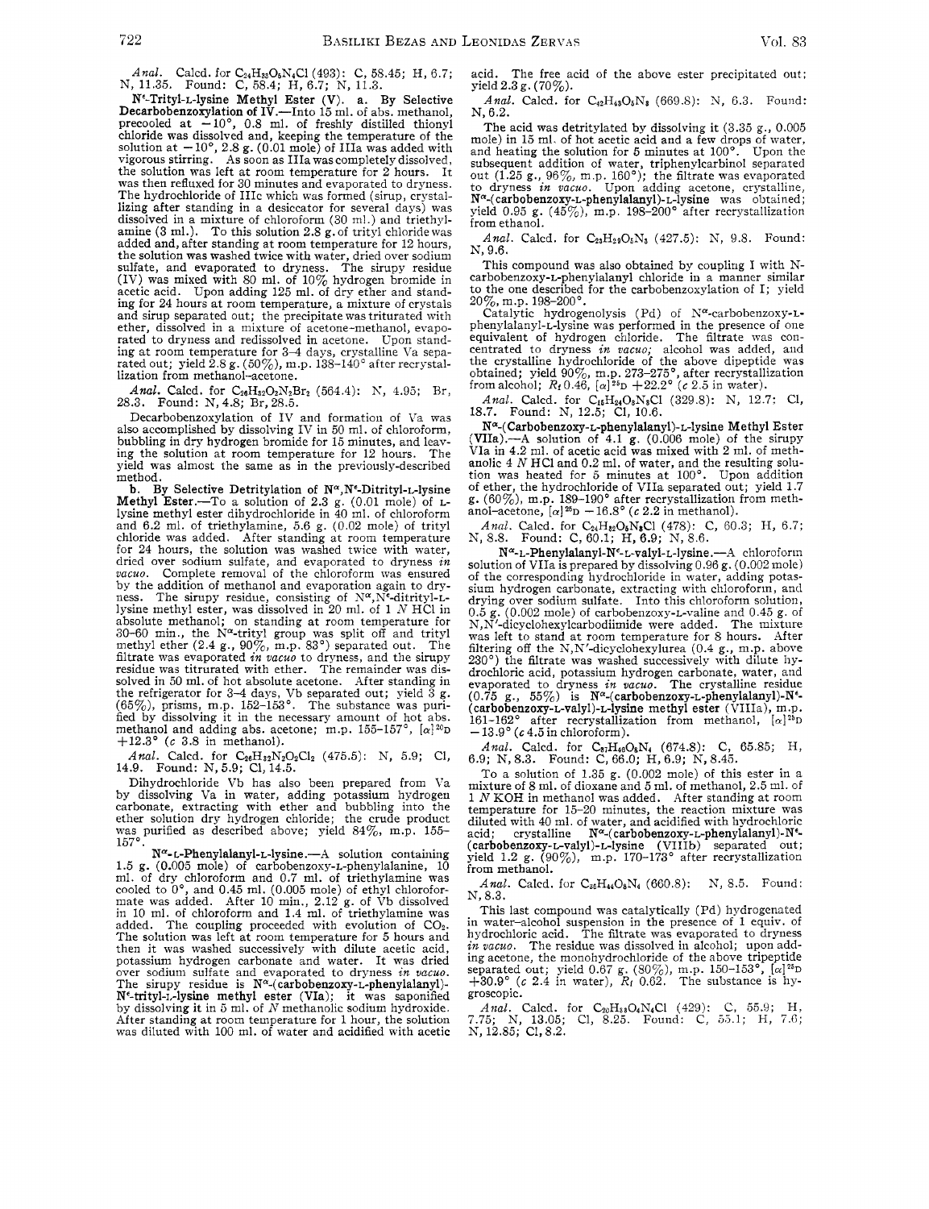*Anal.* Calcd. for $C_{24}H_{33}O_5N_4Cl$ (493): C, 58.45; H, 6.7; N, 11.35. Found: C, 58.4; H, 6.7; N, 11.3.

**N$^\epsilon$-Trityl-L-lysine Methyl Ester (V). a. By Selective Decarbobenzoxylation of IV.**—Into 15 ml. of abs. methanol, precooled at −10°, 0.8 ml. of freshly distilled thionyl chloride was dissolved and, keeping the temperature of the solution at −10°, 2.8 g. (0.01 mole) of IIIa was added with vigorous stirring. As soon as IIIa was completely dissolved, the solution was left at room temperature for 2 hours. It was then refluxed for 30 minutes and evaporated to dryness. The hydrochloride of IIIc which was formed (sirup, crystallizing after standing in a desiccator for several days) was dissolved in a mixture of chloroform (30 ml.) and triethylamine (3 ml.). To this solution 2.8 g. of trityl chloride was added and, after standing at room temperature for 12 hours, the solution was washed twice with water, dried over sodium sulfate, and evaporated to dryness. The sirupy residue (IV) was mixed with 80 ml. of 10% hydrogen bromide in acetic acid. Upon adding 125 ml. of dry ether and standing for 24 hours at room temperature, a mixture of crystals and sirup separated out; the precipitate was triturated with ether, dissolved in a mixture of acetone–methanol, evaporated to dryness and redissolved in acetone. Upon standing at room temperature for 3–4 days, crystalline Va separated out; yield 2.8 g. (50%), m.p. 138–140° after recrystallization from methanol–acetone.

*Anal.* Calcd. for $C_{26}H_{32}O_2N_2Br_2$ (564.4): N, 4.95; Br, 28.3. Found: N, 4.8; Br, 28.5.

Decarbobenzoxylation of IV and formation of Va was also accomplished by dissolving IV in 50 ml. of chloroform, bubbling in dry hydrogen bromide for 15 minutes, and leaving the solution at room temperature for 12 hours. The yield was almost the same as in the previously-described method.

**b. By Selective Detritylation of N$^\alpha$,N$^\epsilon$-Ditrityl-L-lysine Methyl Ester.**—To a solution of 2.3 g. (0.01 mole) of L-lysine methyl ester dihydrochloride in 40 ml. of chloroform and 6.2 ml. of triethylamine, 5.6 g. (0.02 mole) of trityl chloride was added. After standing at room temperature for 24 hours, the solution was washed twice with water, dried over sodium sulfate, and evaporated to dryness *in vacuo*. Complete removal of the chloroform was ensured by the addition of methanol and evaporation again to dryness. The sirupy residue, consisting of N$^\alpha$,N$^\epsilon$-ditrityl-L-lysine methyl ester, was dissolved in 20 ml. of 1 *N* HCl in absolute methanol; on standing at room temperature for 30–60 min., the N$^\alpha$-trityl group was split off and trityl methyl ether (2.4 g., 90%, m.p. 83°) separated out. The filtrate was evaporated *in vacuo* to dryness, and the sirupy residue was titurated with ether. The remainder was dissolved in 50 ml. of hot absolute acetone. After standing in the refrigerator for 3–4 days, Vb separated out; yield 3 g. (65%), prisms, m.p. 152–153°. The substance was purified by dissolving it in the necessary amount of hot abs. methanol and adding abs. acetone; m.p. 155–157°, $[\alpha]^{20}D$ +12.3° (*c* 3.8 in methanol).

*Anal.* Calcd. for $C_{26}H_{32}N_2O_2Cl_2$ (475.5): N, 5.9; Cl, 14.9. Found: N, 5.9; Cl, 14.5.

Dihydrochloride Vb has also been prepared from Va by dissolving Va in water, adding potassium hydrogen carbonate, extracting with ether and bubbling into the ether solution dry hydrogen chloride; the crude product was purified as described above; yield 84%, m.p. 155–157°.

**N$^\alpha$-L-Phenylalanyl-L-lysine.**—A solution containing 1.5 g. (0.005 mole) of carbobenzoxy-L-phenylalanine, 10 ml. of dry chloroform and 0.7 ml. of triethylamine was cooled to 0°, and 0.45 ml. (0.005 mole) of ethyl chloroformate was added. After 10 min., 2.12 g. of Vb dissolved in 10 ml. of chloroform and 1.4 ml. of triethylamine was added. The coupling proceeded with evolution of $CO_2$. The solution was left at room temperature for 5 hours and then it was washed successively with dilute acetic acid, potassium hydrogen carbonate and water. It was dried over sodium sulfate and evaporated to dryness *in vacuo*. The sirupy residue is **N$^\alpha$-(carbobenzoxy-L-phenylalanyl)-N$^\epsilon$-trityl-L-lysine methyl ester (VIa)**; it was saponified by dissolving it in 5 ml. of *N* methanolic sodium hydroxide. After standing at room temperature for 1 hour, the solution was diluted with 100 ml. of water and acidified with acetic acid. The free acid of the above ester precipitated out; yield 2.3 g. (70%).

*Anal.* Calcd. for $C_{42}H_{43}O_5N_3$ (669.8): N, 6.3. Found: N, 6.2.

The acid was detritylated by dissolving it (3.35 g., 0.005 mole) in 15 ml. of hot acetic acid and a few drops of water, and heating the solution for 5 minutes at 100°. Upon the subsequent addition of water, triphenylcarbinol separated out (1.25 g., 96%, m.p. 160°); the filtrate was evaporated to dryness *in vacuo*. Upon adding acetone, crystalline, **N$^\alpha$-(carbobenzoxy-L-phenylalanyl)-L-lysine** was obtained; yield 0.95 g. (45%), m.p. 198–200° after recrystallization from ethanol.

*Anal.* Calcd. for $C_{23}H_{29}O_5N_3$ (427.5): N, 9.8. Found: N, 9.6.

This compound was also obtained by coupling I with N-carbobenzoxy-L-phenylalanyl chloride in a manner similar to the one described for the carbobenzoxylation of I; yield 20%, m.p. 198–200°.

Catalytic hydrogenolysis (Pd) of N$^\alpha$-carbobenzoxy-L-phenylalanyl-L-lysine was performed in the presence of one equivalent of hydrogen chloride. The filtrate was concentrated to dryness *in vacuo;* alcohol was added, and the crystalline hydrochloride of the above dipeptide was obtained; yield 90%, m.p. 273–275°, after recrystallization from alcohol; $R_f$ 0.46, $[\alpha]^{25}D$ +22.2° (*c* 2.5 in water).

*Anal.* Calcd. for $C_{15}H_{24}O_3N_3Cl$ (329.8): N, 12.7; Cl, 18.7. Found: N, 12.5; Cl, 10.6.

**N$^\alpha$-(Carbobenzoxy-L-phenylalanyl)-L-lysine Methyl Ester (VIIa).**—A solution of 4.1 g. (0.006 mole) of the sirupy VIa in 4.2 ml. of acetic acid was mixed with 2 ml. of methanolic 4 *N* HCl and 0.2 ml. of water, and the resulting solution was heated for 5 minutes at 100°. Upon addition of ether, the hydrochloride of VIIa separated out; yield 1.7 g. (60%), m.p. 189–190° after recrystallization from methanol–acetone, $[\alpha]^{25}D$ −16.8° (*c* 2.2 in methanol).

*Anal.* Calcd. for $C_{24}H_{32}O_5N_3Cl$ (478): C, 60.3; H, 6.7; N, 8.8. Found: C, 60.1; H, 6.9; N, 8.6.

**N$^\alpha$-L-Phenylalanyl-N$^\epsilon$-L-valyl-L-lysine.**—A chloroform solution of VIIa is prepared by dissolving 0.96 g. (0.002 mole) of the corresponding hydrochloride in water, adding potassium hydrogen carbonate, extracting with chloroform, and drying over sodium sulfate. Into this chloroform solution, 0.5 g. (0.002 mole) of carbobenzoxy-L-valine and 0.45 g. of N,N′-dicyclohexylcarbodiimide were added. The mixture was left to stand at room temperature for 8 hours. After filtering off the N,N′-dicyclohexylurea (0.4 g., m.p. above 230°) the filtrate was washed successively with dilute hydrochloric acid, potassium hydrogen carbonate, water, and evaporated to dryness *in vacuo*. The crystalline residue (0.75 g., 55%) is **N$^\alpha$-(carbobenzoxy-L-phenylalanyl)-N$^\epsilon$-(carbobenzoxy-L-valyl)-L-lysine methyl ester (VIIIa)**, m.p. 161–162° after recrystallization from methanol, $[\alpha]^{25}D$ −13.9° (*c* 4.5 in chloroform).

*Anal.* Calcd. for $C_{37}H_{46}O_8N_4$ (674.8): C, 65.85; H, 6.9; N, 8.3. Found: C, 66.0; H, 6.9; N, 8.45.

To a solution of 1.35 g. (0.002 mole) of this ester in a mixture of 8 ml. of dioxane and 5 ml. of methanol, 2.5 ml. of 1 *N* KOH in methanol was added. After standing at room temperature for 15–20 minutes, the reaction mixture was diluted with 40 ml. of water, and acidified with hydrochloric acid; crystalline **N$^\alpha$-(carbobenzoxy-L-phenylalanyl)-N$^\epsilon$-(carbobenzoxy-L-valyl)-L-lysine (VIIIb)** separated out; yield 1.2 g. (90%), m.p. 170–173° after recrystallization from methanol.

*Anal.* Calcd. for $C_{36}H_{44}O_8N_4$ (660.8): N, 8.5. Found: N, 8.3.

This last compound was catalytically (Pd) hydrogenated in water–alcohol suspension in the presence of 1 equiv. of hydrochloric acid. The filtrate was evaporated to dryness *in vacuo*. The residue was dissolved in alcohol; upon adding acetone, the monohydrochloride of the above tripeptide separated out; yield 0.67 g. (80%), m.p. 150–153°, $[\alpha]^{25}D$ +30.9° (*c* 2.4 in water), $R_f$ 0.62. The substance is hygroscopic.

*Anal.* Calcd. for $C_{20}H_{33}O_4N_4Cl$ (429): C, 55.9; H, 7.75; N, 13.05; Cl, 8.25. Found: C, 55.1; H, 7.6; N, 12.85; Cl, 8.2.